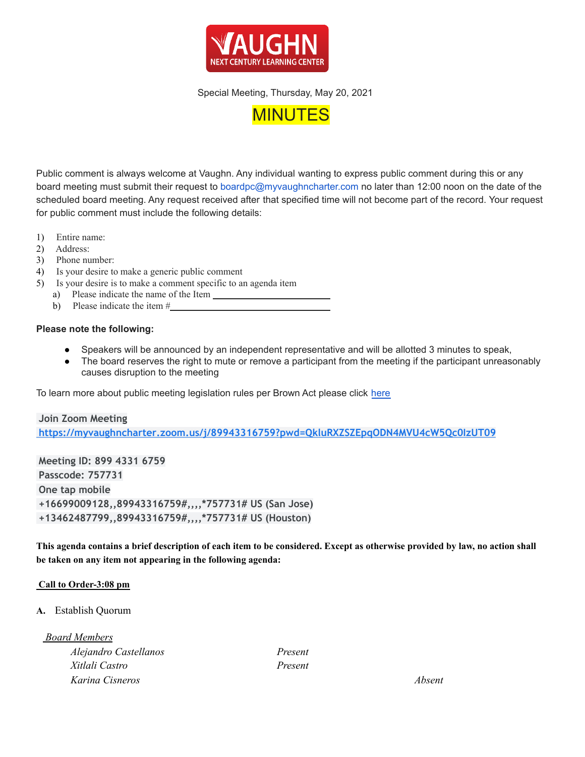Special Meeting, Thursday, May 20, 2021

# MINUTES

Public comment is always welcome at Vaughn. Any individual wanting to express public comment during this or any board meeting must submit their request to boardpc@myvaughncharter.com no later than 12:00 noon on the date of the scheduled board meeting. Any request received after that specified time will not become part of the record. Your request for public comment must include the following details:

1) Entire name:
2) Address:
3) Phone number:
4) Is your desire to make a generic public comment
5) Is your desire is to make a comment specific to an agenda item
   a) Please indicate the name of the Item ________________________
   b) Please indicate the item #________________________________

**Please note the following:**

- Speakers will be announced by an independent representative and will be allotted 3 minutes to speak,
- The board reserves the right to mute or remove a participant from the meeting if the participant unreasonably causes disruption to the meeting

To learn more about public meeting legislation rules per Brown Act please click here

**Join Zoom Meeting**
**https://myvaughncharter.zoom.us/j/89943316759?pwd=QkluRXZSZEpqODN4MVU4cW5Qc0lzUT09**

**Meeting ID: 899 4331 6759**
**Passcode: 757731**
**One tap mobile**
**+16699009128,,89943316759#,,,,*757731# US (San Jose)**
**+13462487799,,89943316759#,,,,*757731# US (Houston)**

**This agenda contains a brief description of each item to be considered. Except as otherwise provided by law, no action shall be taken on any item not appearing in the following agenda:**

**Call to Order-3:08 pm**

**A.** Establish Quorum

*Board Members*

| | | |
|---|---|---|
| *Alejandro Castellanos* | *Present* | |
| *Xitlali Castro* | *Present* | |
| *Karina Cisneros* | | *Absent* |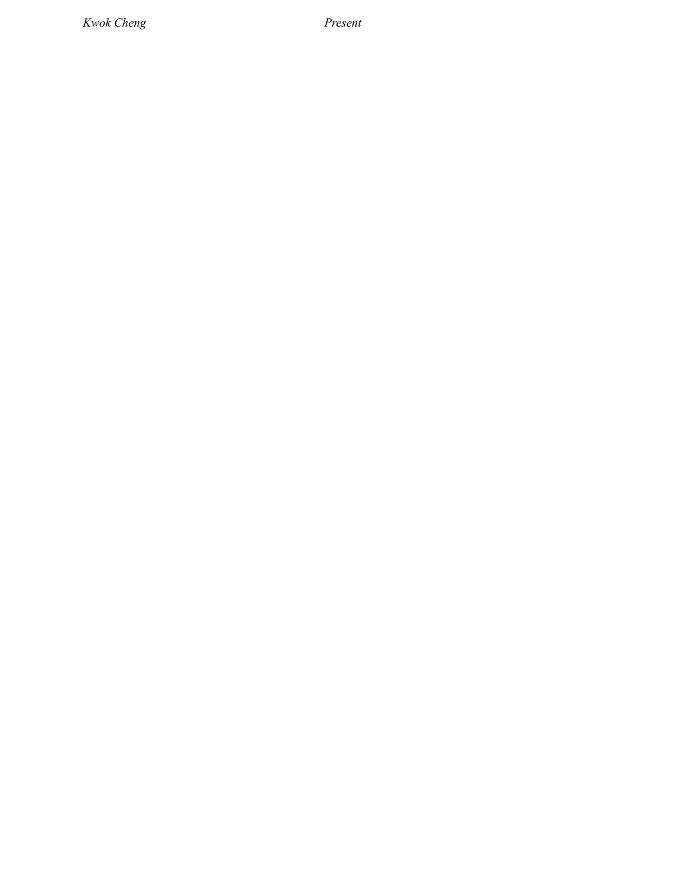*Kwok Cheng* *Present*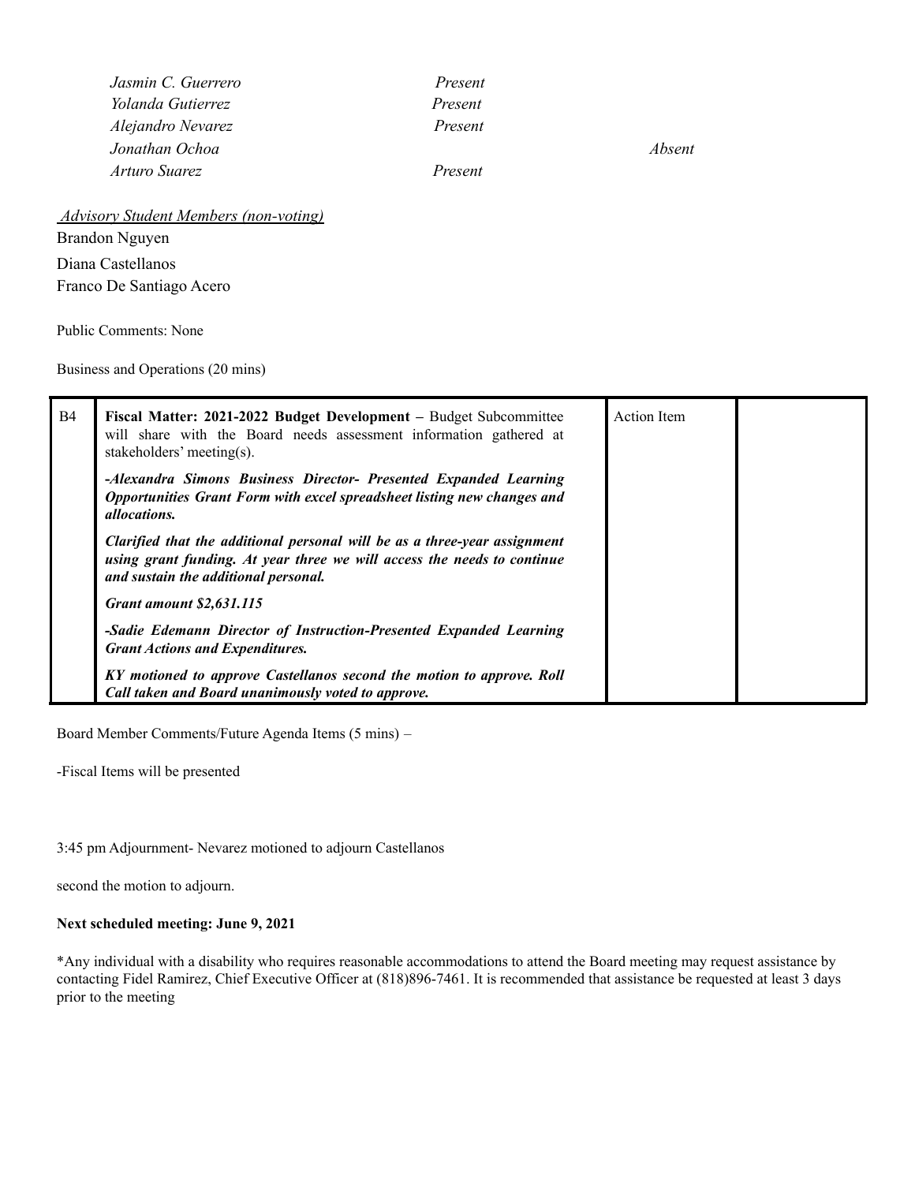| | | |
|---|---|---|
| *Jasmin C. Guerrero* | *Present* | |
| *Yolanda Gutierrez* | *Present* | |
| *Alejandro Nevarez* | *Present* | |
| *Jonathan Ochoa* | | *Absent* |
| *Arturo Suarez* | *Present* | |

*Advisory Student Members (non-voting)*

Brandon Nguyen

Diana Castellanos

Franco De Santiago Acero

Public Comments: None

Business and Operations (20 mins)

| | | | |
|---|---|---|---|
| B4 | **Fiscal Matter: 2021-2022 Budget Development –** Budget Subcommittee will share with the Board needs assessment information gathered at stakeholders' meeting(s).<br><br>***-Alexandra Simons Business Director- Presented Expanded Learning Opportunities Grant Form with excel spreadsheet listing new changes and allocations.***<br><br>***Clarified that the additional personal will be as a three-year assignment using grant funding. At year three we will access the needs to continue and sustain the additional personal.***<br><br>***Grant amount $2,631.115***<br><br>***-Sadie Edemann Director of Instruction-Presented Expanded Learning Grant Actions and Expenditures.***<br><br>***KY motioned to approve Castellanos second the motion to approve. Roll Call taken and Board unanimously voted to approve.*** | Action Item | |

Board Member Comments/Future Agenda Items (5 mins) –

-Fiscal Items will be presented

3:45 pm Adjournment- Nevarez motioned to adjourn Castellanos

second the motion to adjourn.

**Next scheduled meeting: June 9, 2021**

*Any individual with a disability who requires reasonable accommodations to attend the Board meeting may request assistance by contacting Fidel Ramirez, Chief Executive Officer at (818)896-7461. It is recommended that assistance be requested at least 3 days prior to the meeting